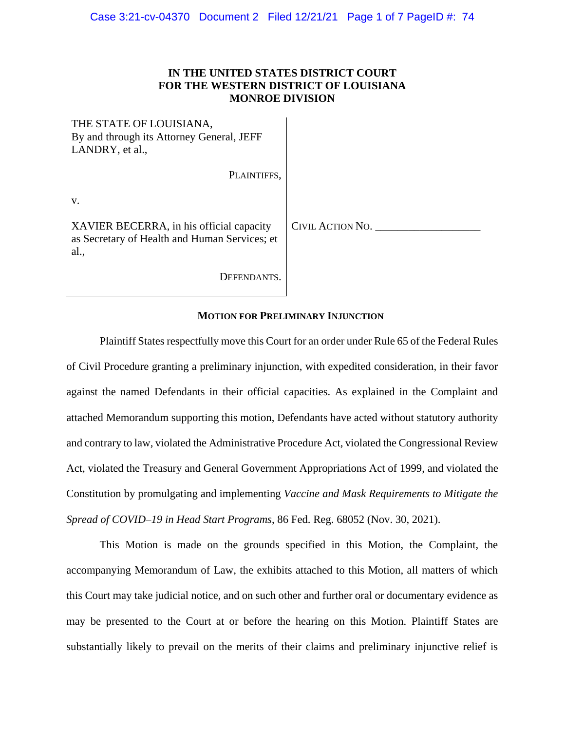**IN THE UNITED STATES DISTRICT COURT**
**FOR THE WESTERN DISTRICT OF LOUISIANA**
**MONROE DIVISION**

| | |
|---|---|
| THE STATE OF LOUISIANA, By and through its Attorney General, JEFF LANDRY, et al., PLAINTIFFS, | |
| v. | |
| XAVIER BECERRA, in his official capacity as Secretary of Health and Human Services; et al., DEFENDANTS. | CIVIL ACTION NO. ___________________ |

**MOTION FOR PRELIMINARY INJUNCTION**

Plaintiff States respectfully move this Court for an order under Rule 65 of the Federal Rules of Civil Procedure granting a preliminary injunction, with expedited consideration, in their favor against the named Defendants in their official capacities. As explained in the Complaint and attached Memorandum supporting this motion, Defendants have acted without statutory authority and contrary to law, violated the Administrative Procedure Act, violated the Congressional Review Act, violated the Treasury and General Government Appropriations Act of 1999, and violated the Constitution by promulgating and implementing *Vaccine and Mask Requirements to Mitigate the Spread of COVID–19 in Head Start Programs*, 86 Fed. Reg. 68052 (Nov. 30, 2021).

This Motion is made on the grounds specified in this Motion, the Complaint, the accompanying Memorandum of Law, the exhibits attached to this Motion, all matters of which this Court may take judicial notice, and on such other and further oral or documentary evidence as may be presented to the Court at or before the hearing on this Motion. Plaintiff States are substantially likely to prevail on the merits of their claims and preliminary injunctive relief is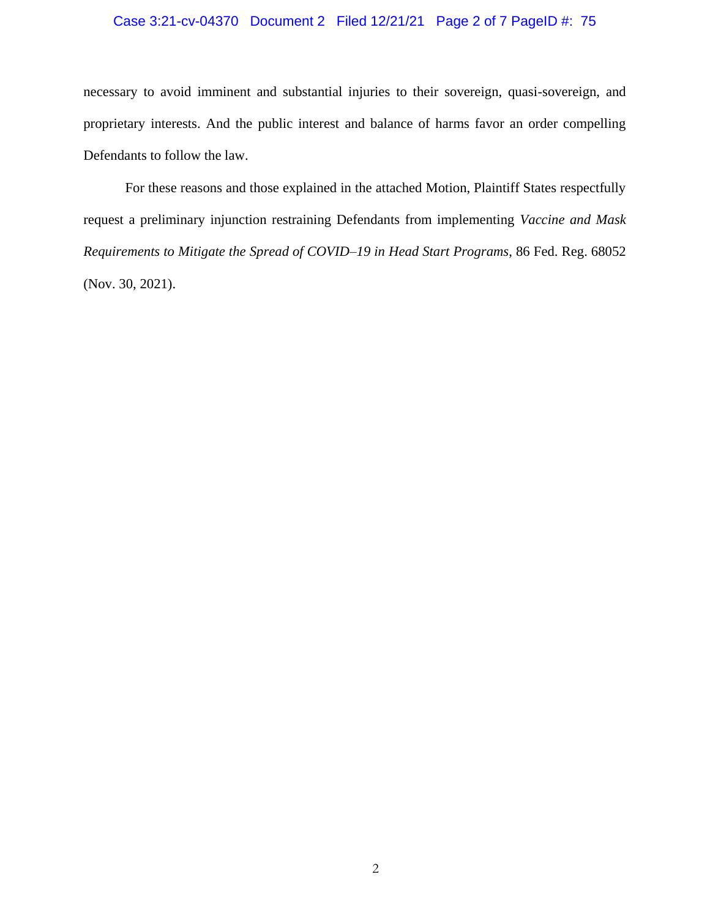necessary to avoid imminent and substantial injuries to their sovereign, quasi-sovereign, and proprietary interests. And the public interest and balance of harms favor an order compelling Defendants to follow the law.

For these reasons and those explained in the attached Motion, Plaintiff States respectfully request a preliminary injunction restraining Defendants from implementing *Vaccine and Mask Requirements to Mitigate the Spread of COVID–19 in Head Start Programs*, 86 Fed. Reg. 68052 (Nov. 30, 2021).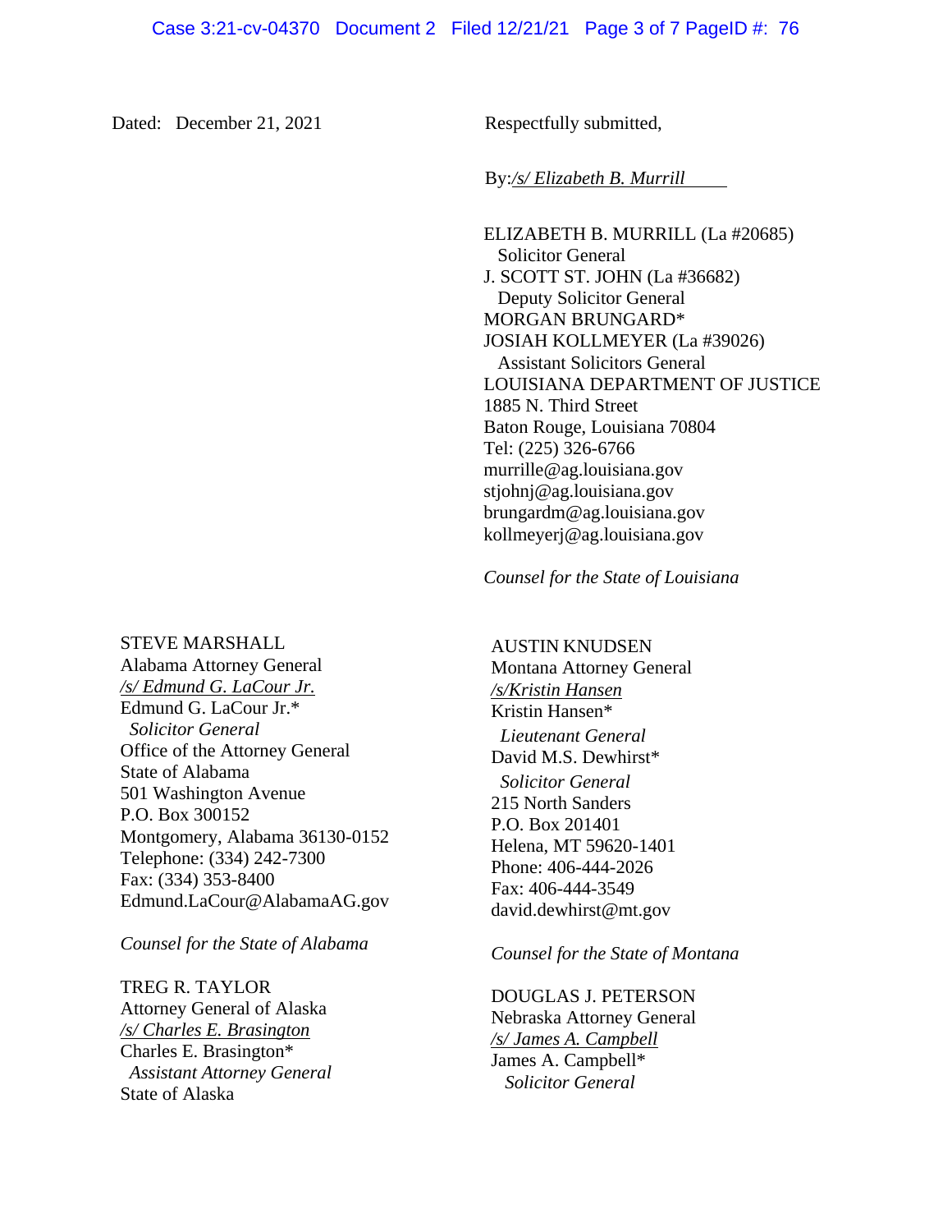Dated: December 21, 2021

Respectfully submitted,

By:*/s/ Elizabeth B. Murrill*

ELIZABETH B. MURRILL (La #20685)
Solicitor General
J. SCOTT ST. JOHN (La #36682)
Deputy Solicitor General
MORGAN BRUNGARD*
JOSIAH KOLLMEYER (La #39026)
Assistant Solicitors General
LOUISIANA DEPARTMENT OF JUSTICE
1885 N. Third Street
Baton Rouge, Louisiana 70804
Tel: (225) 326-6766
murrille@ag.louisiana.gov
stjohnj@ag.louisiana.gov
brungardm@ag.louisiana.gov
kollmeyerj@ag.louisiana.gov

*Counsel for the State of Louisiana*

STEVE MARSHALL
Alabama Attorney General
*/s/ Edmund G. LaCour Jr.*
Edmund G. LaCour Jr.*
*Solicitor General*
Office of the Attorney General
State of Alabama
501 Washington Avenue
P.O. Box 300152
Montgomery, Alabama 36130-0152
Telephone: (334) 242-7300
Fax: (334) 353-8400
Edmund.LaCour@AlabamaAG.gov

*Counsel for the State of Alabama*

TREG R. TAYLOR
Attorney General of Alaska
*/s/ Charles E. Brasington*
Charles E. Brasington*
*Assistant Attorney General*
State of Alaska

AUSTIN KNUDSEN
Montana Attorney General
*/s/Kristin Hansen*
Kristin Hansen*
*Lieutenant General*
David M.S. Dewhirst*
*Solicitor General*
215 North Sanders
P.O. Box 201401
Helena, MT 59620-1401
Phone: 406-444-2026
Fax: 406-444-3549
david.dewhirst@mt.gov

*Counsel for the State of Montana*

DOUGLAS J. PETERSON
Nebraska Attorney General
*/s/ James A. Campbell*
James A. Campbell*
*Solicitor General*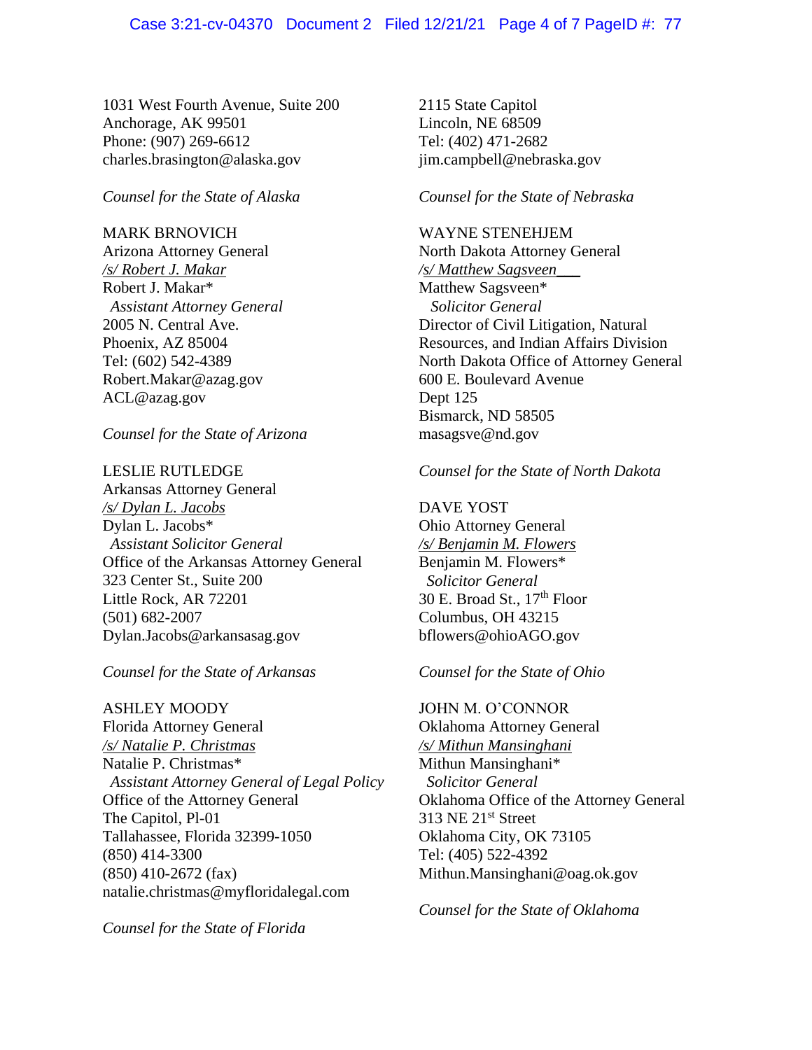1031 West Fourth Avenue, Suite 200
Anchorage, AK 99501
Phone: (907) 269-6612
charles.brasington@alaska.gov

*Counsel for the State of Alaska*

MARK BRNOVICH
Arizona Attorney General
*/s/ Robert J. Makar*
Robert J. Makar*
*Assistant Attorney General*
2005 N. Central Ave.
Phoenix, AZ 85004
Tel: (602) 542-4389
Robert.Makar@azag.gov
ACL@azag.gov

*Counsel for the State of Arizona*

LESLIE RUTLEDGE
Arkansas Attorney General
*/s/ Dylan L. Jacobs*
Dylan L. Jacobs*
*Assistant Solicitor General*
Office of the Arkansas Attorney General
323 Center St., Suite 200
Little Rock, AR 72201
(501) 682-2007
Dylan.Jacobs@arkansasag.gov

*Counsel for the State of Arkansas*

ASHLEY MOODY
Florida Attorney General
*/s/ Natalie P. Christmas*
Natalie P. Christmas*
*Assistant Attorney General of Legal Policy*
Office of the Attorney General
The Capitol, Pl-01
Tallahassee, Florida 32399-1050
(850) 414-3300
(850) 410-2672 (fax)
natalie.christmas@myfloridalegal.com

*Counsel for the State of Florida*

2115 State Capitol
Lincoln, NE 68509
Tel: (402) 471-2682
jim.campbell@nebraska.gov

*Counsel for the State of Nebraska*

WAYNE STENEHJEM
North Dakota Attorney General
*/s/ Matthew Sagsveen*
Matthew Sagsveen*
*Solicitor General*
Director of Civil Litigation, Natural Resources, and Indian Affairs Division
North Dakota Office of Attorney General
600 E. Boulevard Avenue
Dept 125
Bismarck, ND 58505
masagsve@nd.gov

*Counsel for the State of North Dakota*

DAVE YOST
Ohio Attorney General
*/s/ Benjamin M. Flowers*
Benjamin M. Flowers*
*Solicitor General*
30 E. Broad St., 17th Floor
Columbus, OH 43215
bflowers@ohioAGO.gov

*Counsel for the State of Ohio*

JOHN M. O'CONNOR
Oklahoma Attorney General
*/s/ Mithun Mansinghani*
Mithun Mansinghani*
*Solicitor General*
Oklahoma Office of the Attorney General
313 NE 21st Street
Oklahoma City, OK 73105
Tel: (405) 522-4392
Mithun.Mansinghani@oag.ok.gov

*Counsel for the State of Oklahoma*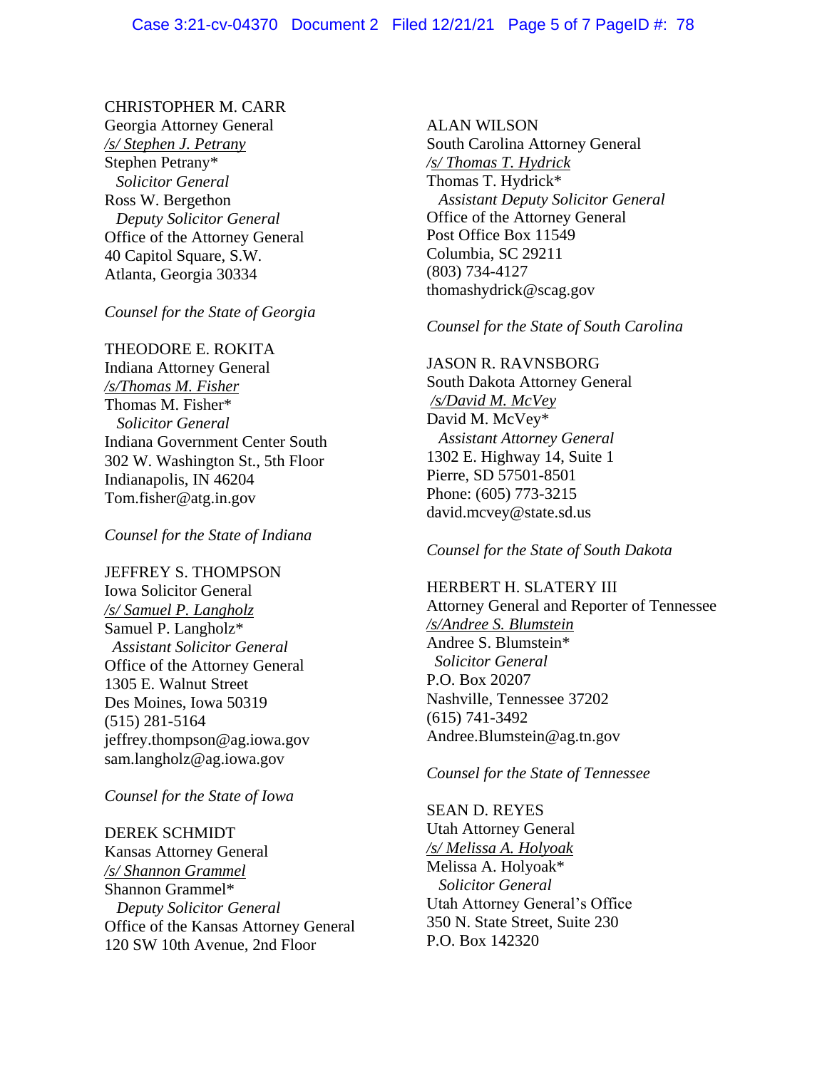CHRISTOPHER M. CARR
Georgia Attorney General
*/s/ Stephen J. Petrany*
Stephen Petrany*
  *Solicitor General*
Ross W. Bergethon
  *Deputy Solicitor General*
Office of the Attorney General
40 Capitol Square, S.W.
Atlanta, Georgia 30334

*Counsel for the State of Georgia*

THEODORE E. ROKITA
Indiana Attorney General
*/s/Thomas M. Fisher*
Thomas M. Fisher*
  *Solicitor General*
Indiana Government Center South
302 W. Washington St., 5th Floor
Indianapolis, IN 46204
Tom.fisher@atg.in.gov

*Counsel for the State of Indiana*

JEFFREY S. THOMPSON
Iowa Solicitor General
*/s/ Samuel P. Langholz*
Samuel P. Langholz*
  *Assistant Solicitor General*
Office of the Attorney General
1305 E. Walnut Street
Des Moines, Iowa 50319
(515) 281-5164
jeffrey.thompson@ag.iowa.gov
sam.langholz@ag.iowa.gov

*Counsel for the State of Iowa*

DEREK SCHMIDT
Kansas Attorney General
*/s/ Shannon Grammel*
Shannon Grammel*
  *Deputy Solicitor General*
Office of the Kansas Attorney General
120 SW 10th Avenue, 2nd Floor

ALAN WILSON
South Carolina Attorney General
*/s/ Thomas T. Hydrick*
Thomas T. Hydrick*
  *Assistant Deputy Solicitor General*
Office of the Attorney General
Post Office Box 11549
Columbia, SC 29211
(803) 734-4127
thomashydrick@scag.gov

*Counsel for the State of South Carolina*

JASON R. RAVNSBORG
South Dakota Attorney General
*/s/David M. McVey*
David M. McVey*
  *Assistant Attorney General*
1302 E. Highway 14, Suite 1
Pierre, SD 57501-8501
Phone: (605) 773-3215
david.mcvey@state.sd.us

*Counsel for the State of South Dakota*

HERBERT H. SLATERY III
Attorney General and Reporter of Tennessee
*/s/Andree S. Blumstein*
Andree S. Blumstein*
  *Solicitor General*
P.O. Box 20207
Nashville, Tennessee 37202
(615) 741-3492
Andree.Blumstein@ag.tn.gov

*Counsel for the State of Tennessee*

SEAN D. REYES
Utah Attorney General
*/s/ Melissa A. Holyoak*
Melissa A. Holyoak*
  *Solicitor General*
Utah Attorney General's Office
350 N. State Street, Suite 230
P.O. Box 142320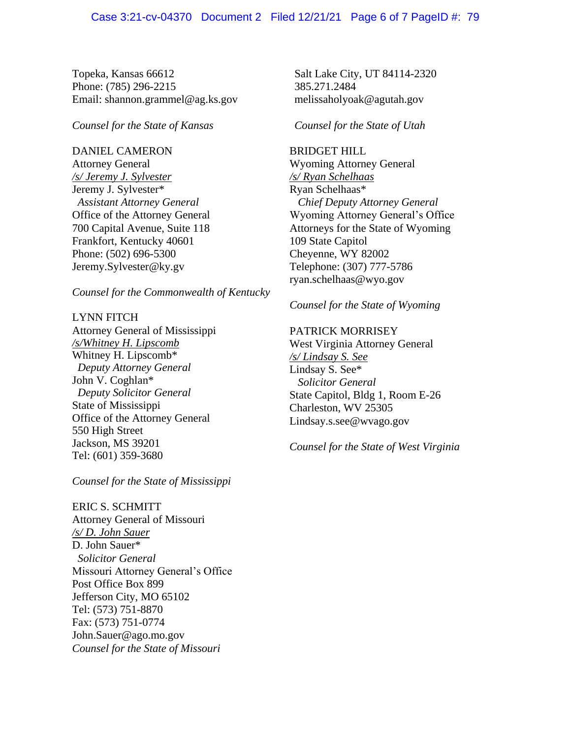Topeka, Kansas 66612
Phone: (785) 296-2215
Email: shannon.grammel@ag.ks.gov

*Counsel for the State of Kansas*

DANIEL CAMERON
Attorney General
*/s/ Jeremy J. Sylvester*
Jeremy J. Sylvester*
*Assistant Attorney General*
Office of the Attorney General
700 Capital Avenue, Suite 118
Frankfort, Kentucky 40601
Phone: (502) 696-5300
Jeremy.Sylvester@ky.gv

*Counsel for the Commonwealth of Kentucky*

LYNN FITCH
Attorney General of Mississippi
*/s/Whitney H. Lipscomb*
Whitney H. Lipscomb*
*Deputy Attorney General*
John V. Coghlan*
*Deputy Solicitor General*
State of Mississippi
Office of the Attorney General
550 High Street
Jackson, MS 39201
Tel: (601) 359-3680

*Counsel for the State of Mississippi*

ERIC S. SCHMITT
Attorney General of Missouri
*/s/ D. John Sauer*
D. John Sauer*
*Solicitor General*
Missouri Attorney General's Office
Post Office Box 899
Jefferson City, MO 65102
Tel: (573) 751-8870
Fax: (573) 751-0774
John.Sauer@ago.mo.gov
*Counsel for the State of Missouri*

Salt Lake City, UT 84114-2320
385.271.2484
melissaholyoak@agutah.gov

*Counsel for the State of Utah*

BRIDGET HILL
Wyoming Attorney General
*/s/ Ryan Schelhaas*
Ryan Schelhaas*
*Chief Deputy Attorney General*
Wyoming Attorney General's Office
Attorneys for the State of Wyoming
109 State Capitol
Cheyenne, WY 82002
Telephone: (307) 777-5786
ryan.schelhaas@wyo.gov

*Counsel for the State of Wyoming*

PATRICK MORRISEY
West Virginia Attorney General
*/s/ Lindsay S. See*
Lindsay S. See*
*Solicitor General*
State Capitol, Bldg 1, Room E-26
Charleston, WV 25305
Lindsay.s.see@wvago.gov

*Counsel for the State of West Virginia*